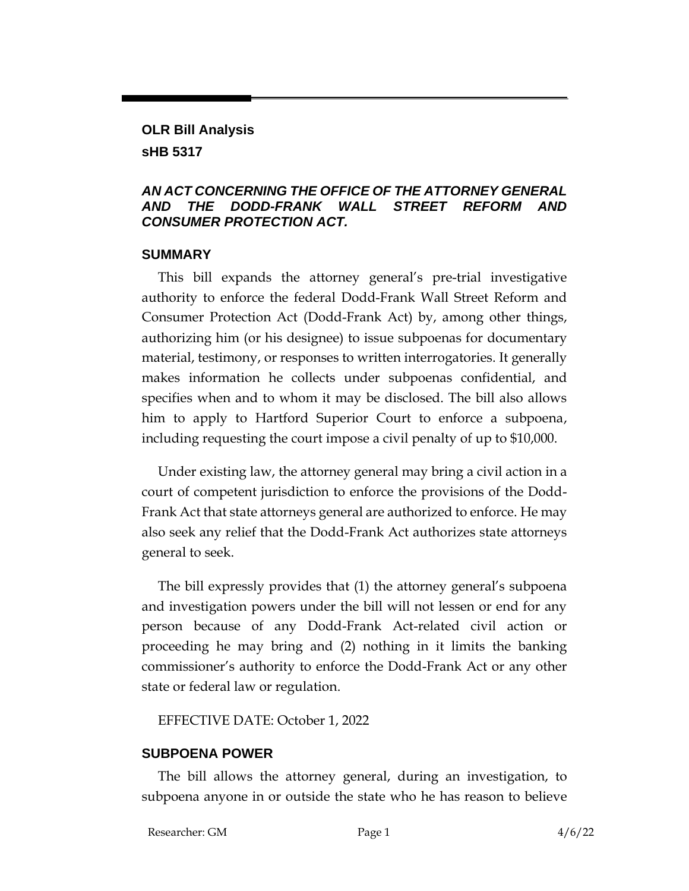**OLR Bill Analysis**

**sHB 5317**

***AN ACT CONCERNING THE OFFICE OF THE ATTORNEY GENERAL AND THE DODD-FRANK WALL STREET REFORM AND CONSUMER PROTECTION ACT.***

## SUMMARY

This bill expands the attorney general's pre-trial investigative authority to enforce the federal Dodd-Frank Wall Street Reform and Consumer Protection Act (Dodd-Frank Act) by, among other things, authorizing him (or his designee) to issue subpoenas for documentary material, testimony, or responses to written interrogatories. It generally makes information he collects under subpoenas confidential, and specifies when and to whom it may be disclosed. The bill also allows him to apply to Hartford Superior Court to enforce a subpoena, including requesting the court impose a civil penalty of up to $10,000.

Under existing law, the attorney general may bring a civil action in a court of competent jurisdiction to enforce the provisions of the Dodd-Frank Act that state attorneys general are authorized to enforce. He may also seek any relief that the Dodd-Frank Act authorizes state attorneys general to seek.

The bill expressly provides that (1) the attorney general's subpoena and investigation powers under the bill will not lessen or end for any person because of any Dodd-Frank Act-related civil action or proceeding he may bring and (2) nothing in it limits the banking commissioner's authority to enforce the Dodd-Frank Act or any other state or federal law or regulation.

EFFECTIVE DATE: October 1, 2022

## SUBPOENA POWER

The bill allows the attorney general, during an investigation, to subpoena anyone in or outside the state who he has reason to believe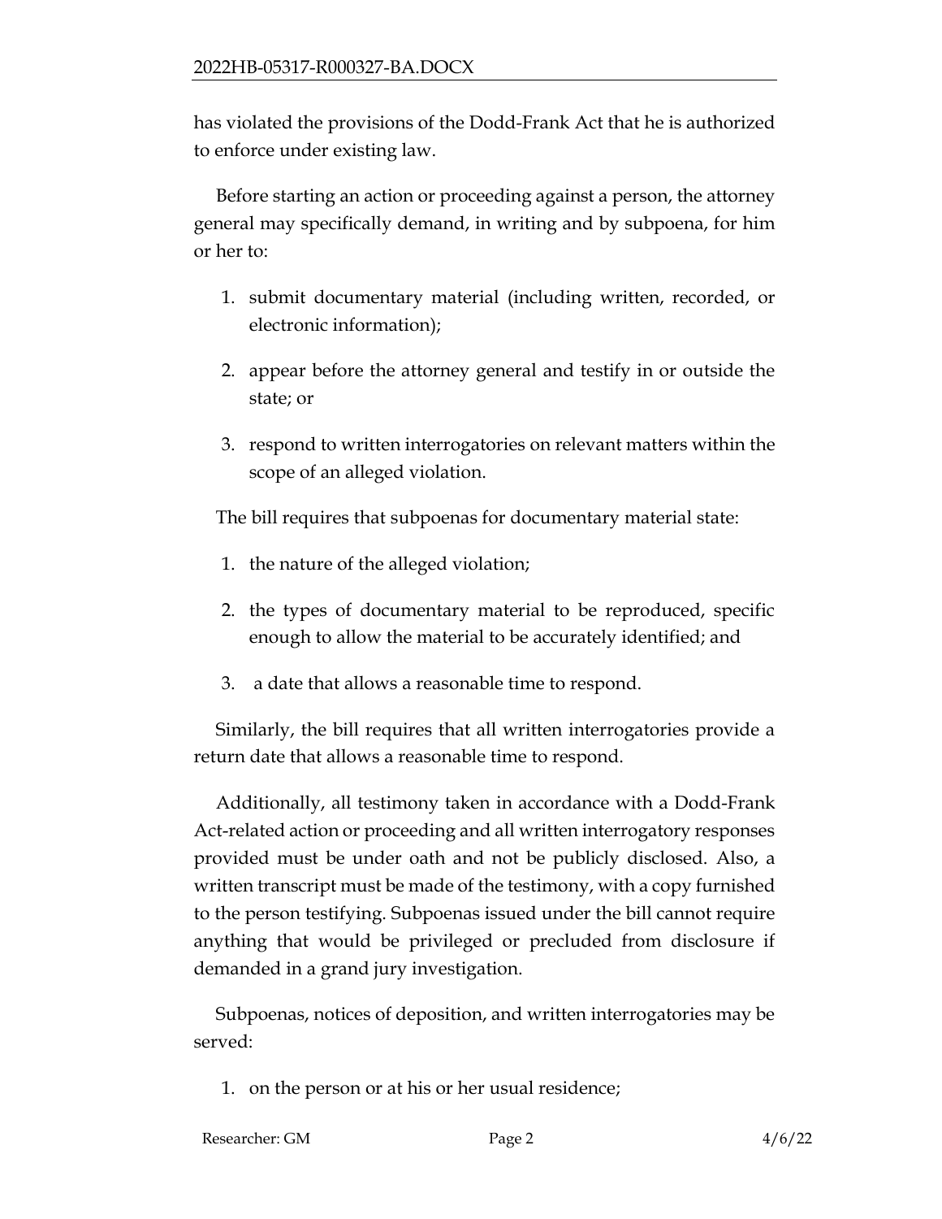has violated the provisions of the Dodd-Frank Act that he is authorized to enforce under existing law.

Before starting an action or proceeding against a person, the attorney general may specifically demand, in writing and by subpoena, for him or her to:

1. submit documentary material (including written, recorded, or electronic information);
2. appear before the attorney general and testify in or outside the state; or
3. respond to written interrogatories on relevant matters within the scope of an alleged violation.

The bill requires that subpoenas for documentary material state:

1. the nature of the alleged violation;
2. the types of documentary material to be reproduced, specific enough to allow the material to be accurately identified; and
3. a date that allows a reasonable time to respond.

Similarly, the bill requires that all written interrogatories provide a return date that allows a reasonable time to respond.

Additionally, all testimony taken in accordance with a Dodd-Frank Act-related action or proceeding and all written interrogatory responses provided must be under oath and not be publicly disclosed. Also, a written transcript must be made of the testimony, with a copy furnished to the person testifying. Subpoenas issued under the bill cannot require anything that would be privileged or precluded from disclosure if demanded in a grand jury investigation.

Subpoenas, notices of deposition, and written interrogatories may be served:

1. on the person or at his or her usual residence;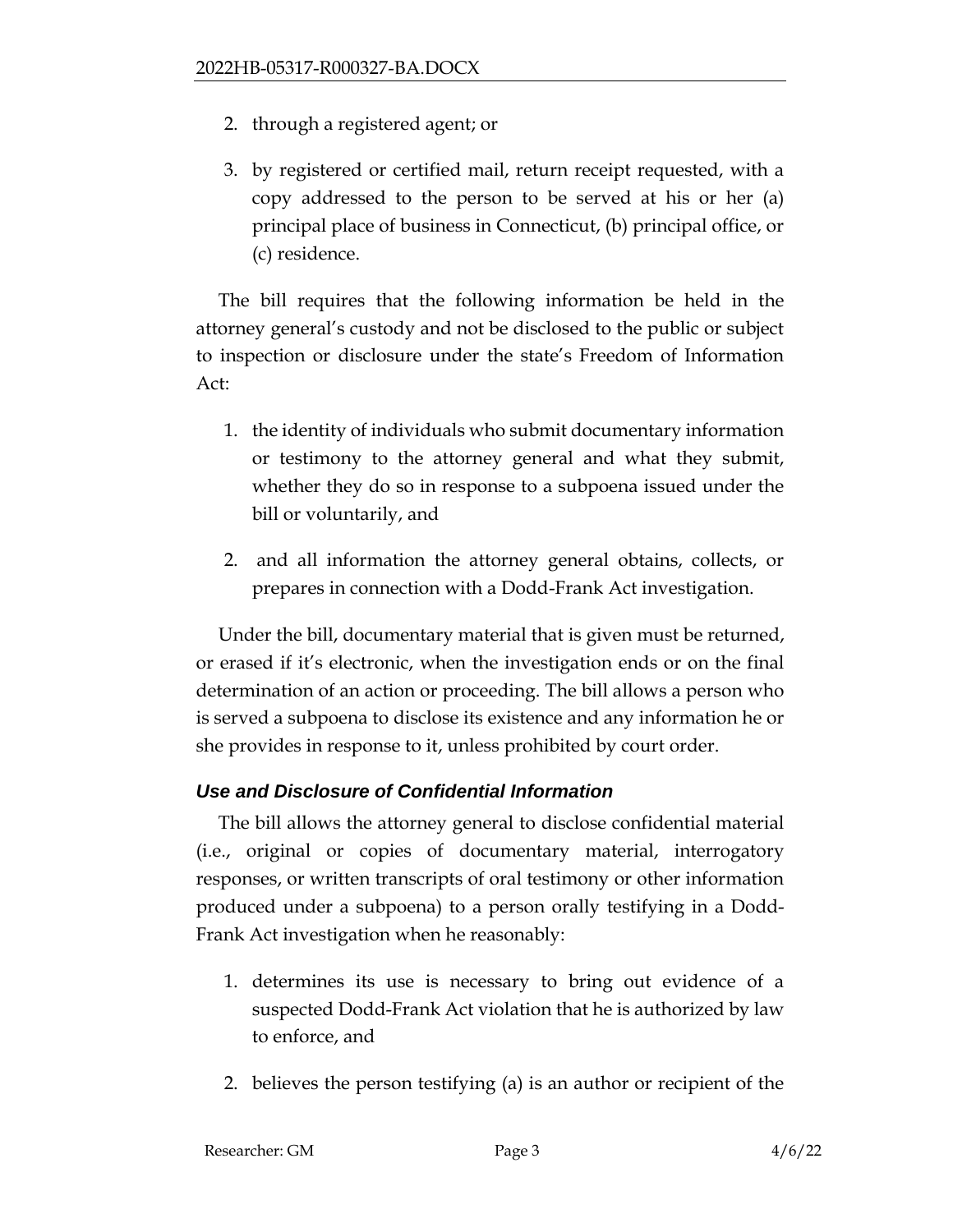2. through a registered agent; or

3. by registered or certified mail, return receipt requested, with a copy addressed to the person to be served at his or her (a) principal place of business in Connecticut, (b) principal office, or (c) residence.

The bill requires that the following information be held in the attorney general's custody and not be disclosed to the public or subject to inspection or disclosure under the state's Freedom of Information Act:

1. the identity of individuals who submit documentary information or testimony to the attorney general and what they submit, whether they do so in response to a subpoena issued under the bill or voluntarily, and

2. and all information the attorney general obtains, collects, or prepares in connection with a Dodd-Frank Act investigation.

Under the bill, documentary material that is given must be returned, or erased if it's electronic, when the investigation ends or on the final determination of an action or proceeding. The bill allows a person who is served a subpoena to disclose its existence and any information he or she provides in response to it, unless prohibited by court order.

### *Use and Disclosure of Confidential Information*

The bill allows the attorney general to disclose confidential material (i.e., original or copies of documentary material, interrogatory responses, or written transcripts of oral testimony or other information produced under a subpoena) to a person orally testifying in a Dodd-Frank Act investigation when he reasonably:

1. determines its use is necessary to bring out evidence of a suspected Dodd-Frank Act violation that he is authorized by law to enforce, and

2. believes the person testifying (a) is an author or recipient of the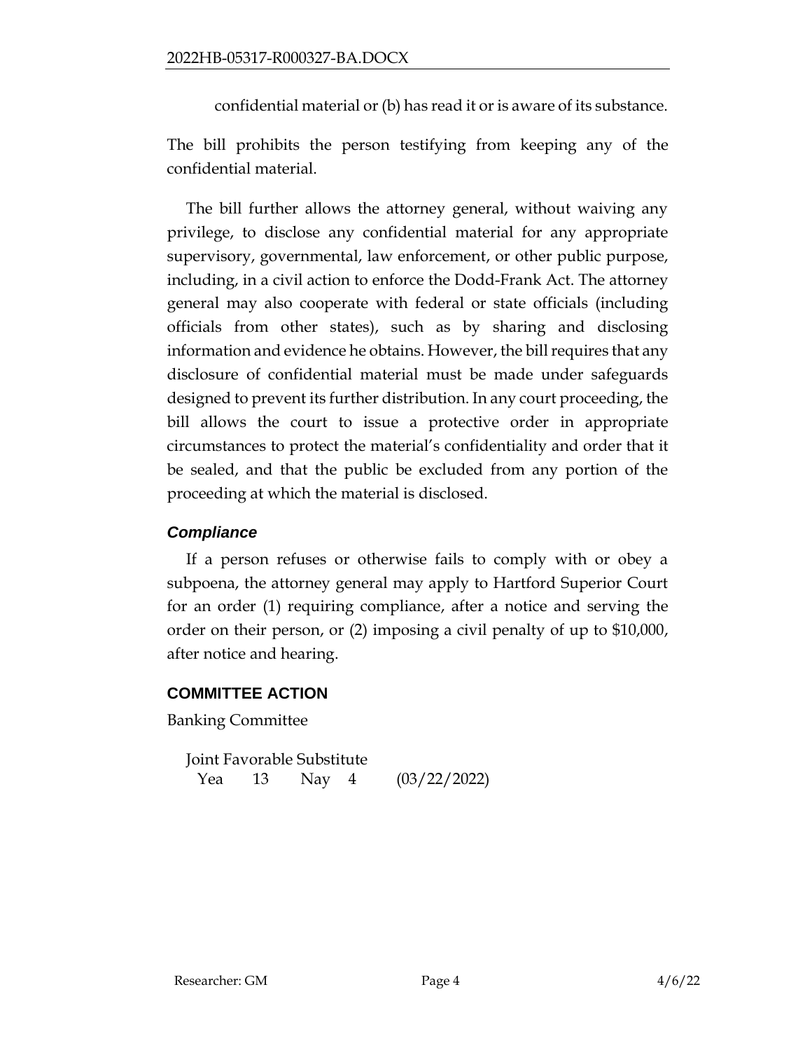confidential material or (b) has read it or is aware of its substance.

The bill prohibits the person testifying from keeping any of the confidential material.

The bill further allows the attorney general, without waiving any privilege, to disclose any confidential material for any appropriate supervisory, governmental, law enforcement, or other public purpose, including, in a civil action to enforce the Dodd-Frank Act. The attorney general may also cooperate with federal or state officials (including officials from other states), such as by sharing and disclosing information and evidence he obtains. However, the bill requires that any disclosure of confidential material must be made under safeguards designed to prevent its further distribution. In any court proceeding, the bill allows the court to issue a protective order in appropriate circumstances to protect the material's confidentiality and order that it be sealed, and that the public be excluded from any portion of the proceeding at which the material is disclosed.

### *Compliance*

If a person refuses or otherwise fails to comply with or obey a subpoena, the attorney general may apply to Hartford Superior Court for an order (1) requiring compliance, after a notice and serving the order on their person, or (2) imposing a civil penalty of up to $10,000, after notice and hearing.

## COMMITTEE ACTION

Banking Committee

Joint Favorable Substitute
Yea 13 Nay 4 (03/22/2022)